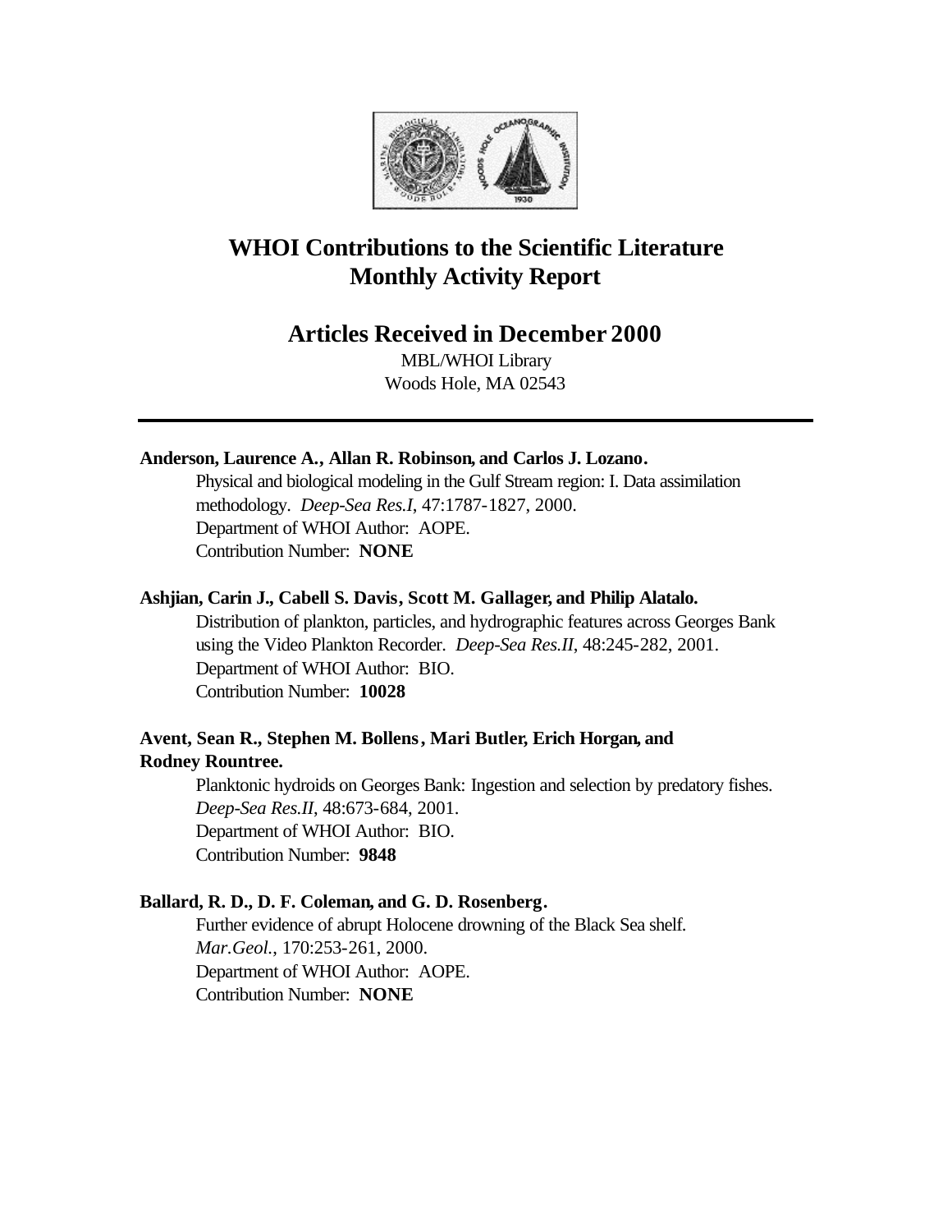# WHOI Contributions to the Scientific Literature
# Monthly Activity Report

## Articles Received in December 2000

MBL/WHOI Library
Woods Hole, MA 02543

---

**Anderson, Laurence A., Allan R. Robinson, and Carlos J. Lozano.**
Physical and biological modeling in the Gulf Stream region: I. Data assimilation methodology. *Deep-Sea Res.I*, 47:1787-1827, 2000.
Department of WHOI Author: AOPE.
Contribution Number: **NONE**

**Ashjian, Carin J., Cabell S. Davis, Scott M. Gallager, and Philip Alatalo.**
Distribution of plankton, particles, and hydrographic features across Georges Bank using the Video Plankton Recorder. *Deep-Sea Res.II*, 48:245-282, 2001.
Department of WHOI Author: BIO.
Contribution Number: **10028**

**Avent, Sean R., Stephen M. Bollens, Mari Butler, Erich Horgan, and Rodney Rountree.**
Planktonic hydroids on Georges Bank: Ingestion and selection by predatory fishes. *Deep-Sea Res.II*, 48:673-684, 2001.
Department of WHOI Author: BIO.
Contribution Number: **9848**

**Ballard, R. D., D. F. Coleman, and G. D. Rosenberg.**
Further evidence of abrupt Holocene drowning of the Black Sea shelf. *Mar.Geol.*, 170:253-261, 2000.
Department of WHOI Author: AOPE.
Contribution Number: **NONE**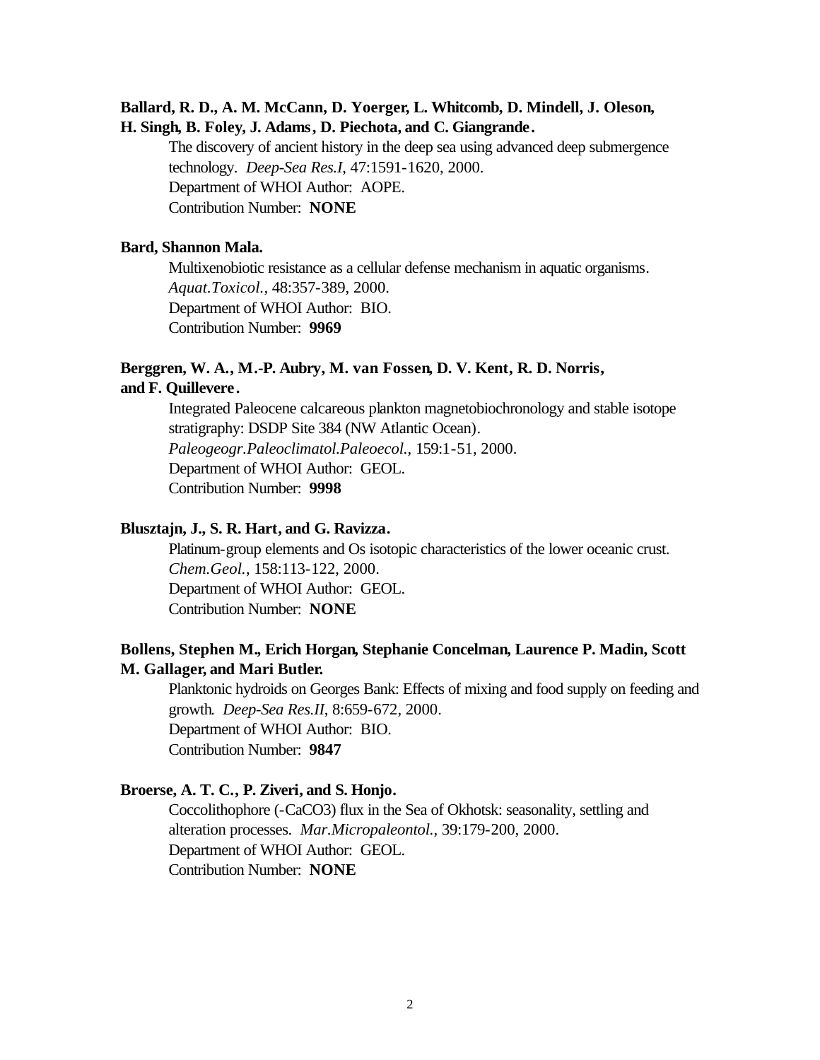**Ballard, R. D., A. M. McCann, D. Yoerger, L. Whitcomb, D. Mindell, J. Oleson, H. Singh, B. Foley, J. Adams, D. Piechota, and C. Giangrande.**

The discovery of ancient history in the deep sea using advanced deep submergence technology. *Deep-Sea Res.I*, 47:1591-1620, 2000.
Department of WHOI Author: AOPE.
Contribution Number: **NONE**

**Bard, Shannon Mala.**

Multixenobiotic resistance as a cellular defense mechanism in aquatic organisms. *Aquat.Toxicol.*, 48:357-389, 2000.
Department of WHOI Author: BIO.
Contribution Number: **9969**

**Berggren, W. A., M.-P. Aubry, M. van Fossen, D. V. Kent, R. D. Norris, and F. Quillevere.**

Integrated Paleocene calcareous plankton magnetobiochronology and stable isotope stratigraphy: DSDP Site 384 (NW Atlantic Ocean). *Paleogeogr.Paleoclimatol.Paleoecol.*, 159:1-51, 2000.
Department of WHOI Author: GEOL.
Contribution Number: **9998**

**Blusztajn, J., S. R. Hart, and G. Ravizza.**

Platinum-group elements and Os isotopic characteristics of the lower oceanic crust. *Chem.Geol.*, 158:113-122, 2000.
Department of WHOI Author: GEOL.
Contribution Number: **NONE**

**Bollens, Stephen M., Erich Horgan, Stephanie Concelman, Laurence P. Madin, Scott M. Gallager, and Mari Butler.**

Planktonic hydroids on Georges Bank: Effects of mixing and food supply on feeding and growth. *Deep-Sea Res.II*, 8:659-672, 2000.
Department of WHOI Author: BIO.
Contribution Number: **9847**

**Broerse, A. T. C., P. Ziveri, and S. Honjo.**

Coccolithophore (-$CaCO_3$) flux in the Sea of Okhotsk: seasonality, settling and alteration processes. *Mar.Micropaleontol.*, 39:179-200, 2000.
Department of WHOI Author: GEOL.
Contribution Number: **NONE**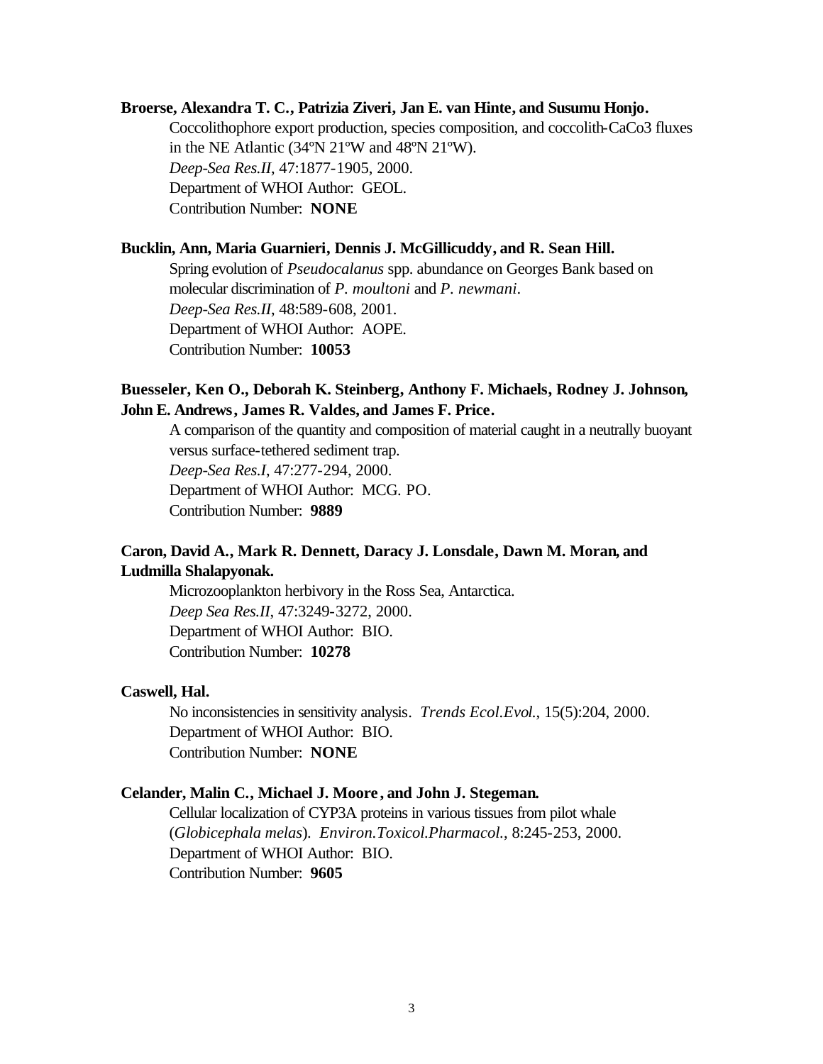**Broerse, Alexandra T. C., Patrizia Ziveri, Jan E. van Hinte, and Susumu Honjo.**

Coccolithophore export production, species composition, and coccolith-CaCo3 fluxes in the NE Atlantic (34ºN 21ºW and 48ºN 21ºW).
*Deep-Sea Res.II*, 47:1877-1905, 2000.
Department of WHOI Author: GEOL.
Contribution Number: **NONE**

**Bucklin, Ann, Maria Guarnieri, Dennis J. McGillicuddy, and R. Sean Hill.**

Spring evolution of *Pseudocalanus* spp. abundance on Georges Bank based on molecular discrimination of *P. moultoni* and *P. newmani*.
*Deep-Sea Res.II*, 48:589-608, 2001.
Department of WHOI Author: AOPE.
Contribution Number: **10053**

**Buesseler, Ken O., Deborah K. Steinberg, Anthony F. Michaels, Rodney J. Johnson, John E. Andrews, James R. Valdes, and James F. Price.**

A comparison of the quantity and composition of material caught in a neutrally buoyant versus surface-tethered sediment trap.
*Deep-Sea Res.I*, 47:277-294, 2000.
Department of WHOI Author: MCG. PO.
Contribution Number: **9889**

**Caron, David A., Mark R. Dennett, Daracy J. Lonsdale, Dawn M. Moran, and Ludmilla Shalapyonak.**

Microzooplankton herbivory in the Ross Sea, Antarctica.
*Deep Sea Res.II*, 47:3249-3272, 2000.
Department of WHOI Author: BIO.
Contribution Number: **10278**

**Caswell, Hal.**

No inconsistencies in sensitivity analysis. *Trends Ecol.Evol.*, 15(5):204, 2000.
Department of WHOI Author: BIO.
Contribution Number: **NONE**

**Celander, Malin C., Michael J. Moore, and John J. Stegeman.**

Cellular localization of CYP3A proteins in various tissues from pilot whale (*Globicephala melas*). *Environ.Toxicol.Pharmacol.*, 8:245-253, 2000.
Department of WHOI Author: BIO.
Contribution Number: **9605**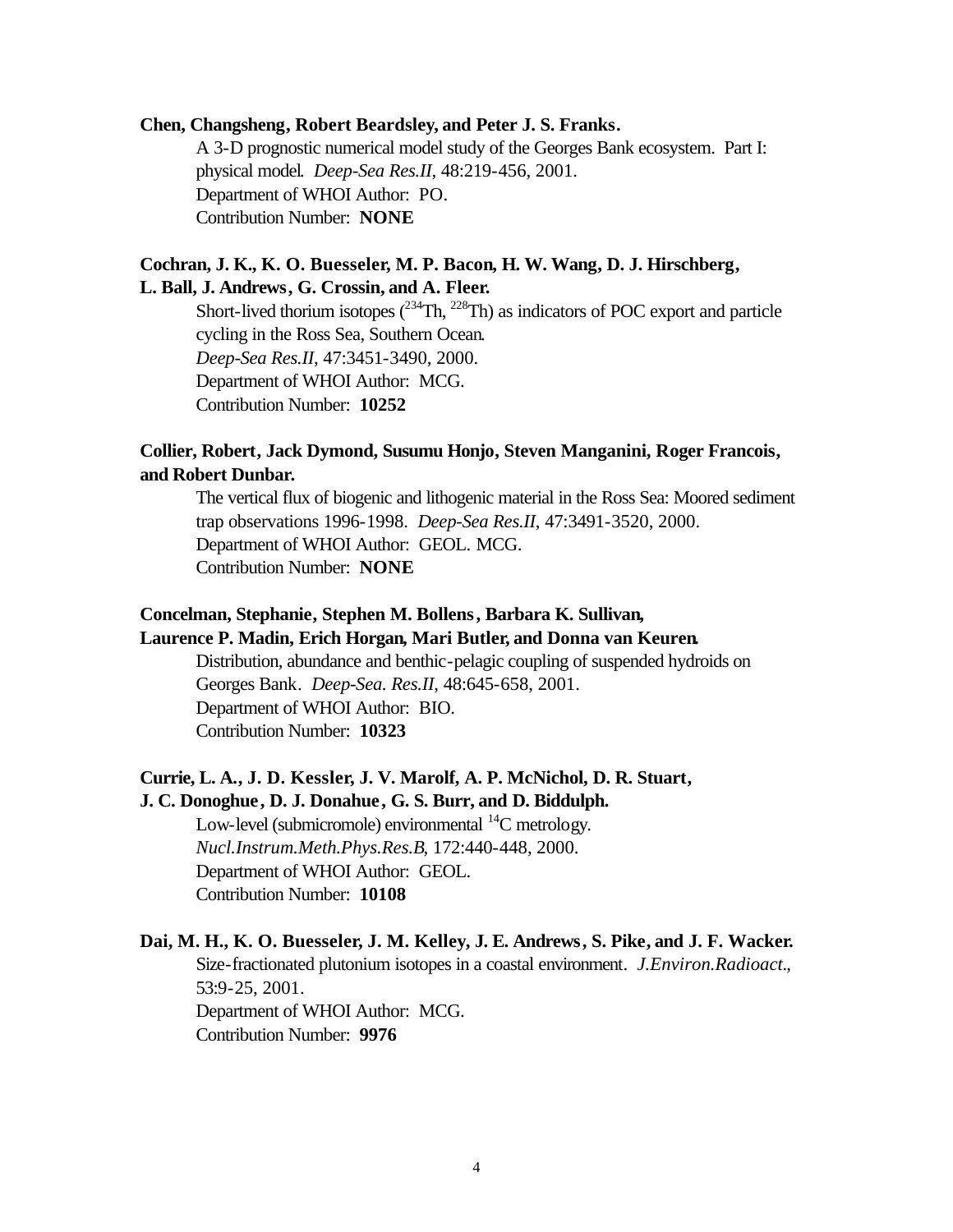**Chen, Changsheng, Robert Beardsley, and Peter J. S. Franks.**

A 3-D prognostic numerical model study of the Georges Bank ecosystem. Part I: physical model. *Deep-Sea Res.II*, 48:219-456, 2001.
Department of WHOI Author: PO.
Contribution Number: **NONE**

**Cochran, J. K., K. O. Buesseler, M. P. Bacon, H. W. Wang, D. J. Hirschberg, L. Ball, J. Andrews, G. Crossin, and A. Fleer.**

Short-lived thorium isotopes ($^{234}$Th, $^{228}$Th) as indicators of POC export and particle cycling in the Ross Sea, Southern Ocean.
*Deep-Sea Res.II*, 47:3451-3490, 2000.
Department of WHOI Author: MCG.
Contribution Number: **10252**

**Collier, Robert, Jack Dymond, Susumu Honjo, Steven Manganini, Roger Francois, and Robert Dunbar.**

The vertical flux of biogenic and lithogenic material in the Ross Sea: Moored sediment trap observations 1996-1998. *Deep-Sea Res.II*, 47:3491-3520, 2000.
Department of WHOI Author: GEOL. MCG.
Contribution Number: **NONE**

**Concelman, Stephanie, Stephen M. Bollens, Barbara K. Sullivan, Laurence P. Madin, Erich Horgan, Mari Butler, and Donna van Keuren.**

Distribution, abundance and benthic-pelagic coupling of suspended hydroids on Georges Bank. *Deep-Sea. Res.II*, 48:645-658, 2001.
Department of WHOI Author: BIO.
Contribution Number: **10323**

**Currie, L. A., J. D. Kessler, J. V. Marolf, A. P. McNichol, D. R. Stuart, J. C. Donoghue, D. J. Donahue, G. S. Burr, and D. Biddulph.**

Low-level (submicromole) environmental $^{14}$C metrology.
*Nucl.Instrum.Meth.Phys.Res.B*, 172:440-448, 2000.
Department of WHOI Author: GEOL.
Contribution Number: **10108**

**Dai, M. H., K. O. Buesseler, J. M. Kelley, J. E. Andrews, S. Pike, and J. F. Wacker.**

Size-fractionated plutonium isotopes in a coastal environment. *J.Environ.Radioact.*, 53:9-25, 2001.
Department of WHOI Author: MCG.
Contribution Number: **9976**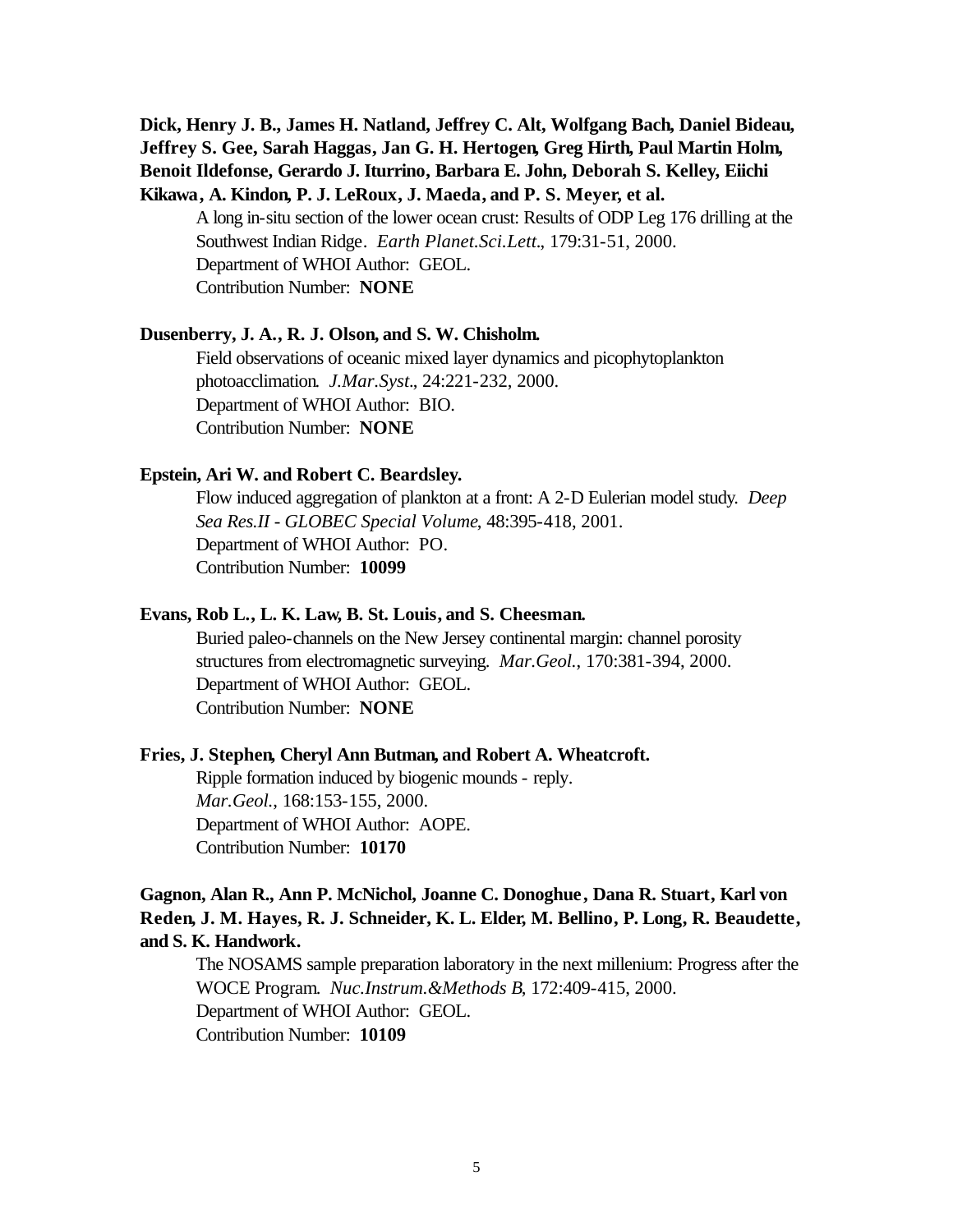**Dick, Henry J. B., James H. Natland, Jeffrey C. Alt, Wolfgang Bach, Daniel Bideau, Jeffrey S. Gee, Sarah Haggas, Jan G. H. Hertogen, Greg Hirth, Paul Martin Holm, Benoit Ildefonse, Gerardo J. Iturrino, Barbara E. John, Deborah S. Kelley, Eiichi Kikawa, A. Kindon, P. J. LeRoux, J. Maeda, and P. S. Meyer, et al.**

A long in-situ section of the lower ocean crust: Results of ODP Leg 176 drilling at the Southwest Indian Ridge. *Earth Planet.Sci.Lett.*, 179:31-51, 2000.
Department of WHOI Author: GEOL.
Contribution Number: **NONE**

**Dusenberry, J. A., R. J. Olson, and S. W. Chisholm.**

Field observations of oceanic mixed layer dynamics and picophytoplankton photoacclimation. *J.Mar.Syst.*, 24:221-232, 2000.
Department of WHOI Author: BIO.
Contribution Number: **NONE**

**Epstein, Ari W. and Robert C. Beardsley.**

Flow induced aggregation of plankton at a front: A 2-D Eulerian model study. *Deep Sea Res.II - GLOBEC Special Volume*, 48:395-418, 2001.
Department of WHOI Author: PO.
Contribution Number: **10099**

**Evans, Rob L., L. K. Law, B. St. Louis, and S. Cheesman.**

Buried paleo-channels on the New Jersey continental margin: channel porosity structures from electromagnetic surveying. *Mar.Geol.*, 170:381-394, 2000.
Department of WHOI Author: GEOL.
Contribution Number: **NONE**

**Fries, J. Stephen, Cheryl Ann Butman, and Robert A. Wheatcroft.**

Ripple formation induced by biogenic mounds - reply.
*Mar.Geol.*, 168:153-155, 2000.
Department of WHOI Author: AOPE.
Contribution Number: **10170**

**Gagnon, Alan R., Ann P. McNichol, Joanne C. Donoghue, Dana R. Stuart, Karl von Reden, J. M. Hayes, R. J. Schneider, K. L. Elder, M. Bellino, P. Long, R. Beaudette, and S. K. Handwork.**

The NOSAMS sample preparation laboratory in the next millenium: Progress after the WOCE Program. *Nuc.Instrum.&Methods B*, 172:409-415, 2000.
Department of WHOI Author: GEOL.
Contribution Number: **10109**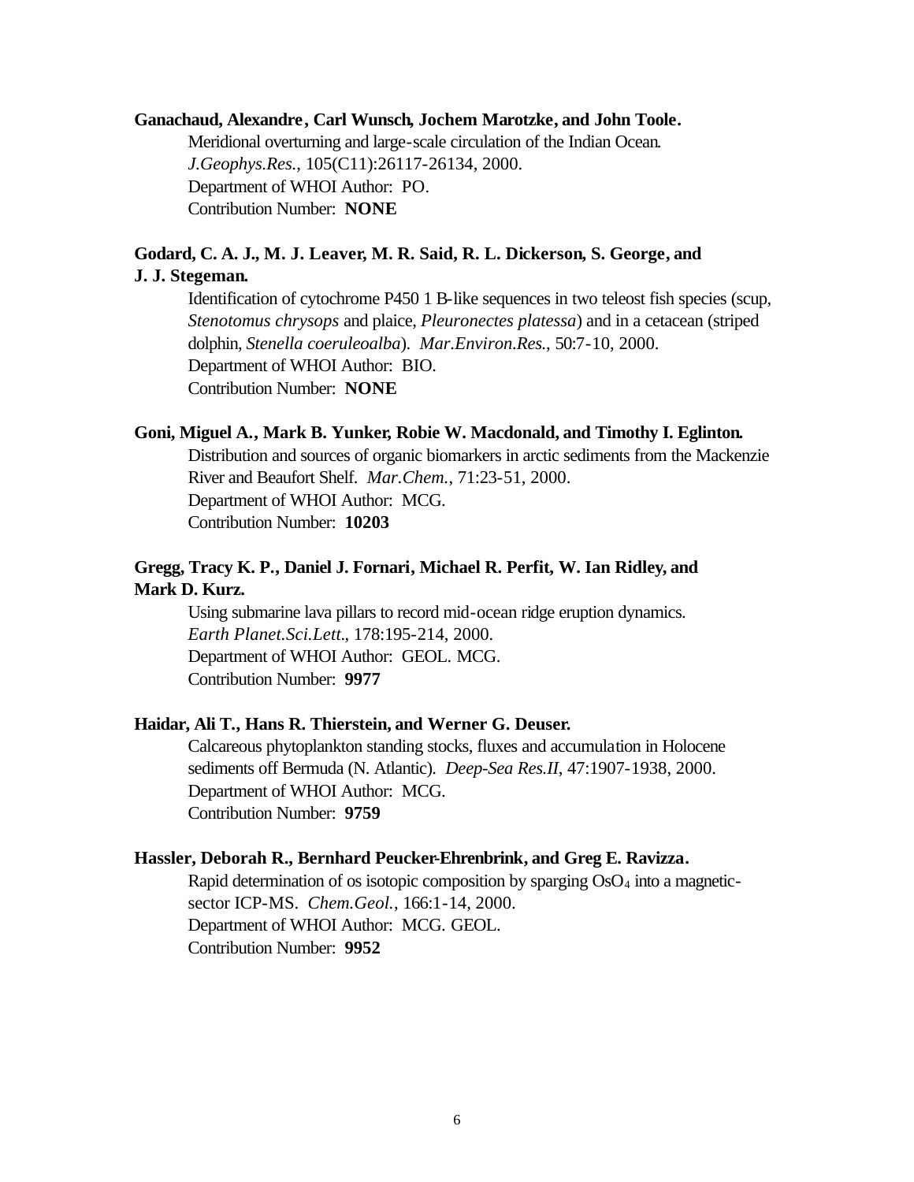**Ganachaud, Alexandre, Carl Wunsch, Jochem Marotzke, and John Toole.**

Meridional overturning and large-scale circulation of the Indian Ocean. *J.Geophys.Res.*, 105(C11):26117-26134, 2000.
Department of WHOI Author: PO.
Contribution Number: **NONE**

**Godard, C. A. J., M. J. Leaver, M. R. Said, R. L. Dickerson, S. George, and J. J. Stegeman.**

Identification of cytochrome P450 1 B-like sequences in two teleost fish species (scup, *Stenotomus chrysops* and plaice, *Pleuronectes platessa*) and in a cetacean (striped dolphin, *Stenella coeruleoalba*). *Mar.Environ.Res.*, 50:7-10, 2000.
Department of WHOI Author: BIO.
Contribution Number: **NONE**

**Goni, Miguel A., Mark B. Yunker, Robie W. Macdonald, and Timothy I. Eglinton.**

Distribution and sources of organic biomarkers in arctic sediments from the Mackenzie River and Beaufort Shelf. *Mar.Chem.*, 71:23-51, 2000.
Department of WHOI Author: MCG.
Contribution Number: **10203**

**Gregg, Tracy K. P., Daniel J. Fornari, Michael R. Perfit, W. Ian Ridley, and Mark D. Kurz.**

Using submarine lava pillars to record mid-ocean ridge eruption dynamics. *Earth Planet.Sci.Lett.*, 178:195-214, 2000.
Department of WHOI Author: GEOL. MCG.
Contribution Number: **9977**

**Haidar, Ali T., Hans R. Thierstein, and Werner G. Deuser.**

Calcareous phytoplankton standing stocks, fluxes and accumulation in Holocene sediments off Bermuda (N. Atlantic). *Deep-Sea Res.II*, 47:1907-1938, 2000.
Department of WHOI Author: MCG.
Contribution Number: **9759**

**Hassler, Deborah R., Bernhard Peucker-Ehrenbrink, and Greg E. Ravizza.**

Rapid determination of os isotopic composition by sparging $OsO_4$ into a magnetic-sector ICP-MS. *Chem.Geol.*, 166:1-14, 2000.
Department of WHOI Author: MCG. GEOL.
Contribution Number: **9952**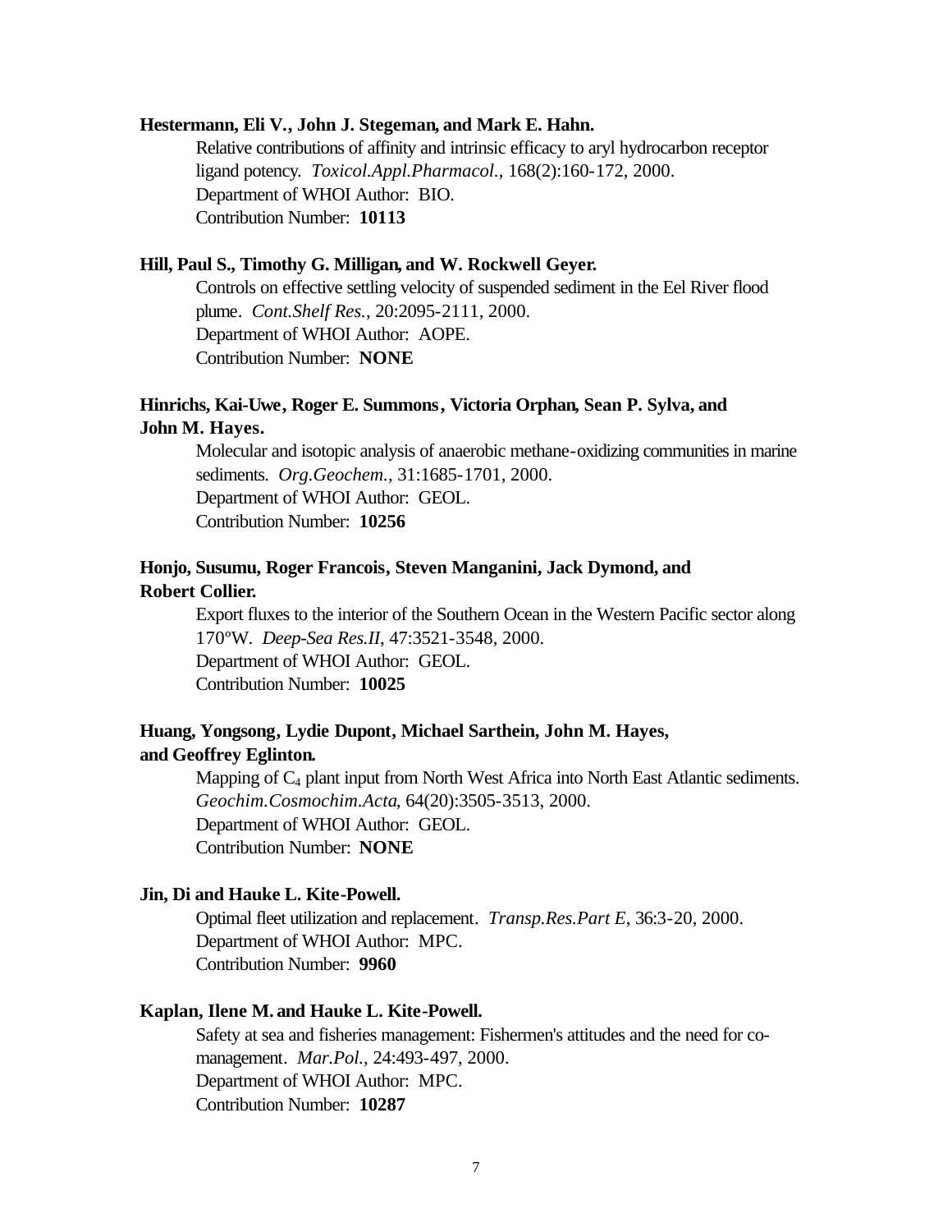**Hestermann, Eli V., John J. Stegeman, and Mark E. Hahn.**

Relative contributions of affinity and intrinsic efficacy to aryl hydrocarbon receptor ligand potency. *Toxicol.Appl.Pharmacol.*, 168(2):160-172, 2000.
Department of WHOI Author: BIO.
Contribution Number: **10113**

**Hill, Paul S., Timothy G. Milligan, and W. Rockwell Geyer.**

Controls on effective settling velocity of suspended sediment in the Eel River flood plume. *Cont.Shelf Res.*, 20:2095-2111, 2000.
Department of WHOI Author: AOPE.
Contribution Number: **NONE**

**Hinrichs, Kai-Uwe, Roger E. Summons, Victoria Orphan, Sean P. Sylva, and John M. Hayes.**

Molecular and isotopic analysis of anaerobic methane-oxidizing communities in marine sediments. *Org.Geochem.*, 31:1685-1701, 2000.
Department of WHOI Author: GEOL.
Contribution Number: **10256**

**Honjo, Susumu, Roger Francois, Steven Manganini, Jack Dymond, and Robert Collier.**

Export fluxes to the interior of the Southern Ocean in the Western Pacific sector along 170ºW. *Deep-Sea Res.II*, 47:3521-3548, 2000.
Department of WHOI Author: GEOL.
Contribution Number: **10025**

**Huang, Yongsong, Lydie Dupont, Michael Sarthein, John M. Hayes, and Geoffrey Eglinton.**

Mapping of $C_4$ plant input from North West Africa into North East Atlantic sediments. *Geochim.Cosmochim.Acta*, 64(20):3505-3513, 2000.
Department of WHOI Author: GEOL.
Contribution Number: **NONE**

**Jin, Di and Hauke L. Kite-Powell.**

Optimal fleet utilization and replacement. *Transp.Res.Part E*, 36:3-20, 2000.
Department of WHOI Author: MPC.
Contribution Number: **9960**

**Kaplan, Ilene M. and Hauke L. Kite-Powell.**

Safety at sea and fisheries management: Fishermen's attitudes and the need for co-management. *Mar.Pol.*, 24:493-497, 2000.
Department of WHOI Author: MPC.
Contribution Number: **10287**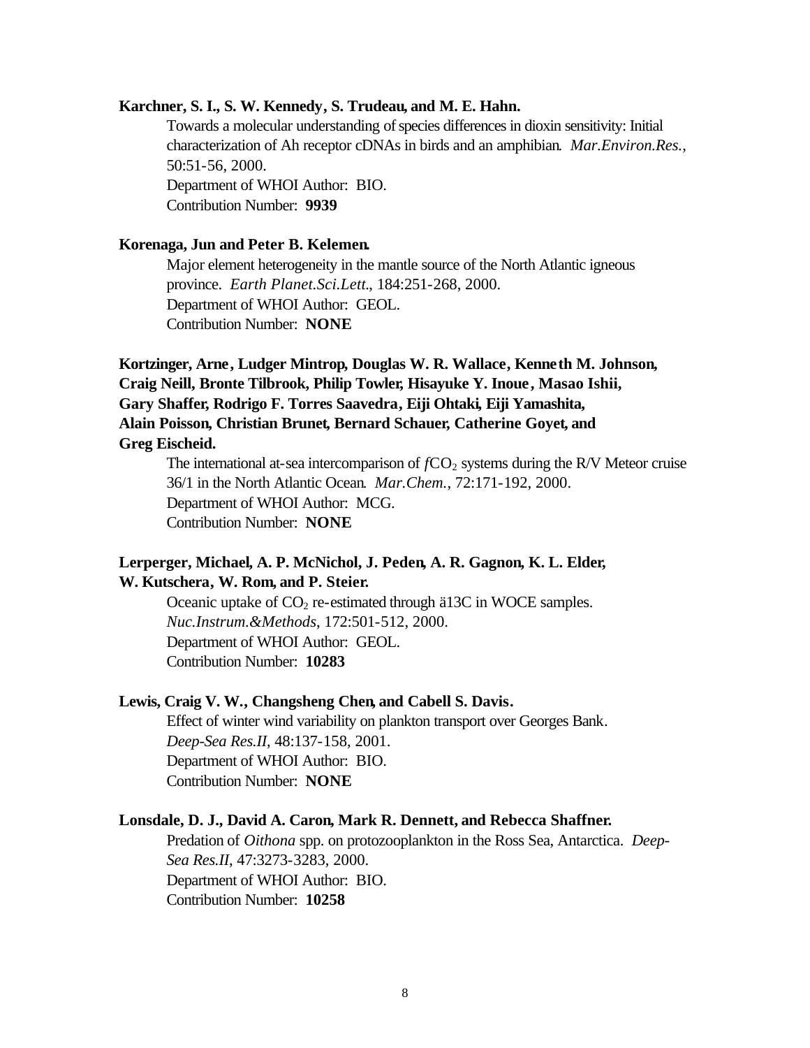**Karchner, S. I., S. W. Kennedy, S. Trudeau, and M. E. Hahn.**

Towards a molecular understanding of species differences in dioxin sensitivity: Initial characterization of Ah receptor cDNAs in birds and an amphibian. *Mar.Environ.Res.*, 50:51-56, 2000.
Department of WHOI Author: BIO.
Contribution Number: **9939**

**Korenaga, Jun and Peter B. Kelemen.**

Major element heterogeneity in the mantle source of the North Atlantic igneous province. *Earth Planet.Sci.Lett.*, 184:251-268, 2000.
Department of WHOI Author: GEOL.
Contribution Number: **NONE**

**Kortzinger, Arne, Ludger Mintrop, Douglas W. R. Wallace, Kenneth M. Johnson, Craig Neill, Bronte Tilbrook, Philip Towler, Hisayuke Y. Inoue, Masao Ishii, Gary Shaffer, Rodrigo F. Torres Saavedra, Eiji Ohtaki, Eiji Yamashita, Alain Poisson, Christian Brunet, Bernard Schauer, Catherine Goyet, and Greg Eischeid.**

The international at-sea intercomparison of $fCO_2$ systems during the R/V Meteor cruise 36/1 in the North Atlantic Ocean. *Mar.Chem.*, 72:171-192, 2000.
Department of WHOI Author: MCG.
Contribution Number: **NONE**

**Lerperger, Michael, A. P. McNichol, J. Peden, A. R. Gagnon, K. L. Elder, W. Kutschera, W. Rom, and P. Steier.**

Oceanic uptake of $CO_2$ re-estimated through ä13C in WOCE samples. *Nuc.Instrum.&Methods*, 172:501-512, 2000.
Department of WHOI Author: GEOL.
Contribution Number: **10283**

**Lewis, Craig V. W., Changsheng Chen, and Cabell S. Davis.**

Effect of winter wind variability on plankton transport over Georges Bank. *Deep-Sea Res.II*, 48:137-158, 2001.
Department of WHOI Author: BIO.
Contribution Number: **NONE**

**Lonsdale, D. J., David A. Caron, Mark R. Dennett, and Rebecca Shaffner.**

Predation of *Oithona* spp. on protozooplankton in the Ross Sea, Antarctica. *Deep-Sea Res.II*, 47:3273-3283, 2000.
Department of WHOI Author: BIO.
Contribution Number: **10258**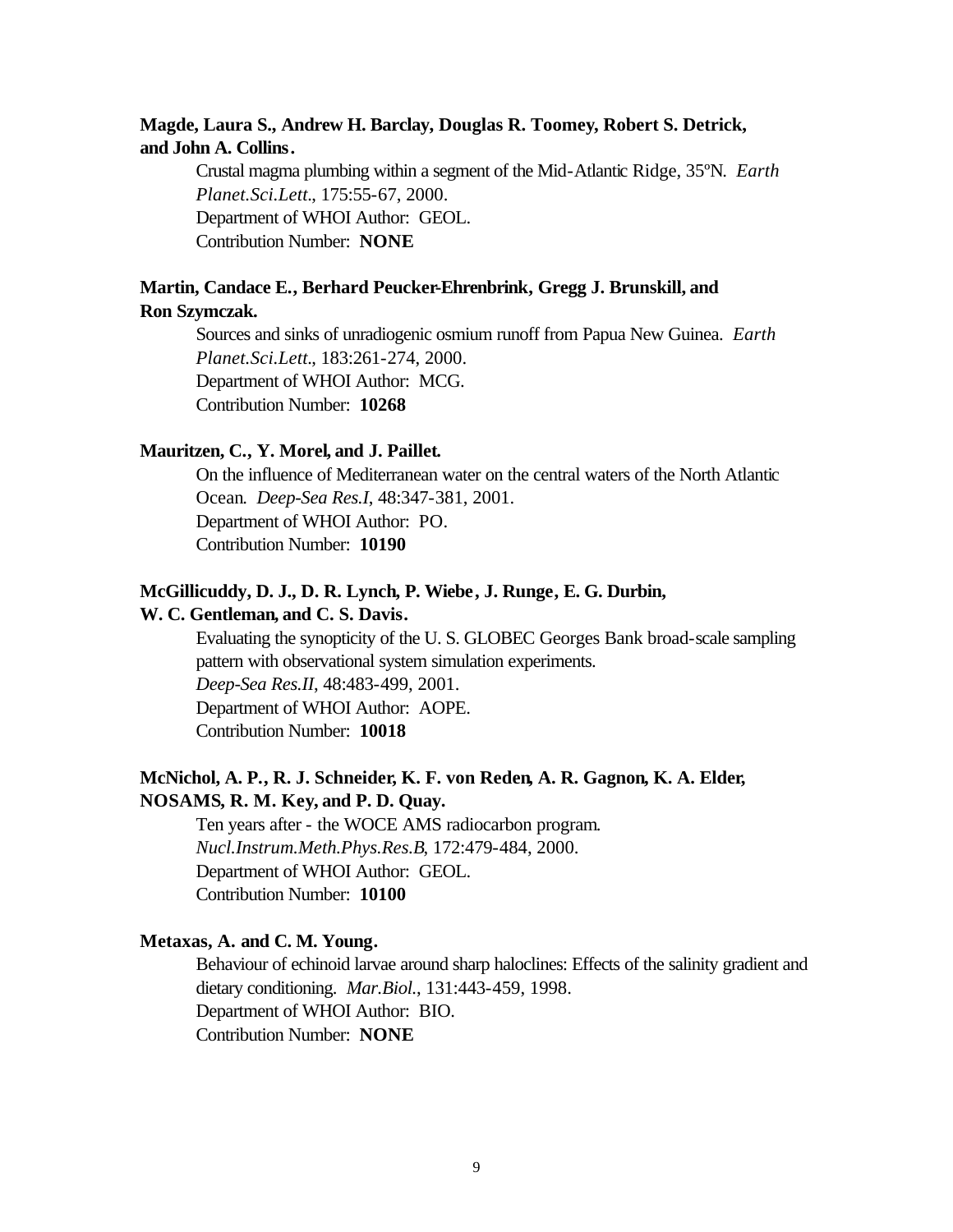**Magde, Laura S., Andrew H. Barclay, Douglas R. Toomey, Robert S. Detrick, and John A. Collins.**

Crustal magma plumbing within a segment of the Mid-Atlantic Ridge, 35ºN. *Earth Planet.Sci.Lett.*, 175:55-67, 2000.
Department of WHOI Author: GEOL.
Contribution Number: **NONE**

**Martin, Candace E., Berhard Peucker-Ehrenbrink, Gregg J. Brunskill, and Ron Szymczak.**

Sources and sinks of unradiogenic osmium runoff from Papua New Guinea. *Earth Planet.Sci.Lett.*, 183:261-274, 2000.
Department of WHOI Author: MCG.
Contribution Number: **10268**

**Mauritzen, C., Y. Morel, and J. Paillet.**

On the influence of Mediterranean water on the central waters of the North Atlantic Ocean. *Deep-Sea Res.I*, 48:347-381, 2001.
Department of WHOI Author: PO.
Contribution Number: **10190**

**McGillicuddy, D. J., D. R. Lynch, P. Wiebe, J. Runge, E. G. Durbin, W. C. Gentleman, and C. S. Davis.**

Evaluating the synopticity of the U. S. GLOBEC Georges Bank broad-scale sampling pattern with observational system simulation experiments.
*Deep-Sea Res.II*, 48:483-499, 2001.
Department of WHOI Author: AOPE.
Contribution Number: **10018**

**McNichol, A. P., R. J. Schneider, K. F. von Reden, A. R. Gagnon, K. A. Elder, NOSAMS, R. M. Key, and P. D. Quay.**

Ten years after - the WOCE AMS radiocarbon program.
*Nucl.Instrum.Meth.Phys.Res.B*, 172:479-484, 2000.
Department of WHOI Author: GEOL.
Contribution Number: **10100**

**Metaxas, A. and C. M. Young.**

Behaviour of echinoid larvae around sharp haloclines: Effects of the salinity gradient and dietary conditioning. *Mar.Biol.*, 131:443-459, 1998.
Department of WHOI Author: BIO.
Contribution Number: **NONE**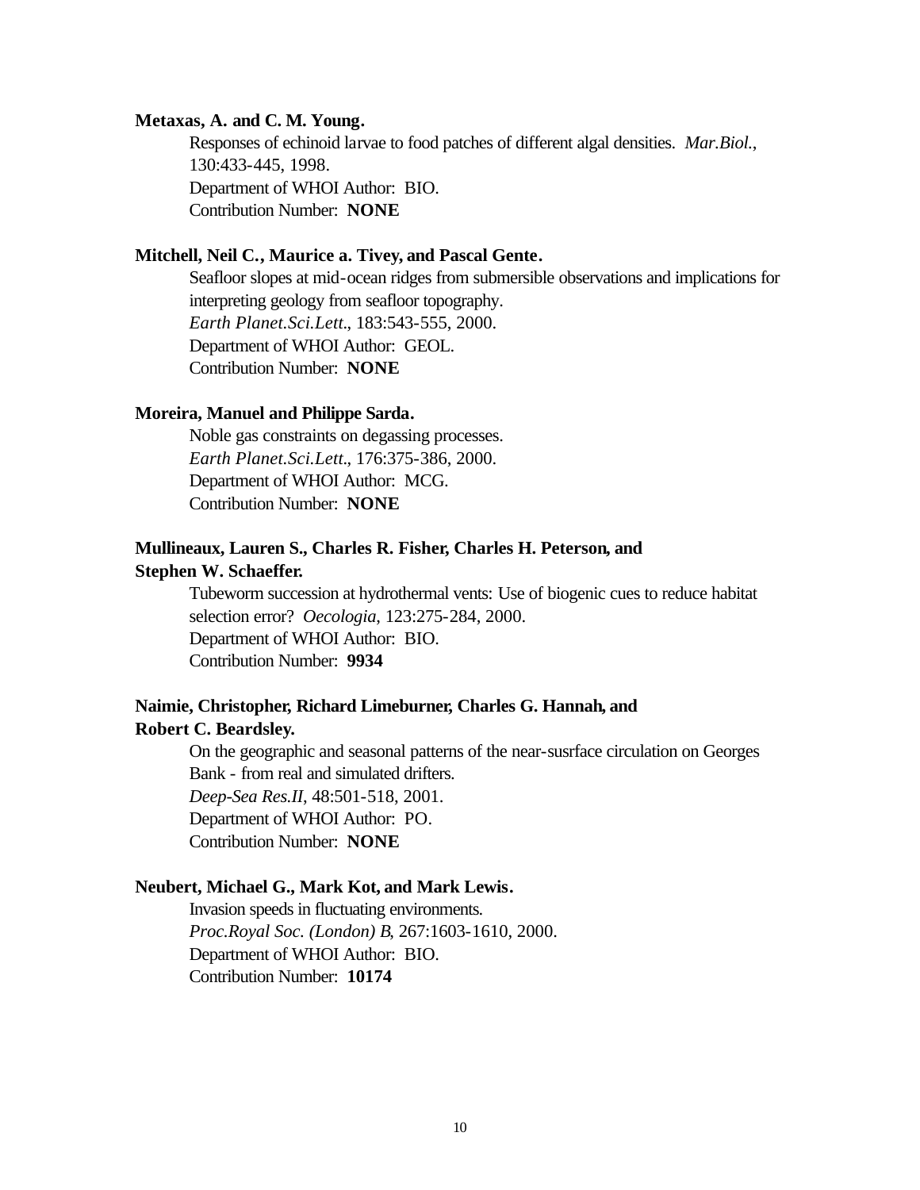**Metaxas, A. and C. M. Young.**

Responses of echinoid larvae to food patches of different algal densities. *Mar.Biol.*, 130:433-445, 1998.
Department of WHOI Author: BIO.
Contribution Number: **NONE**

**Mitchell, Neil C., Maurice a. Tivey, and Pascal Gente.**

Seafloor slopes at mid-ocean ridges from submersible observations and implications for interpreting geology from seafloor topography.
*Earth Planet.Sci.Lett*., 183:543-555, 2000.
Department of WHOI Author: GEOL.
Contribution Number: **NONE**

**Moreira, Manuel and Philippe Sarda.**

Noble gas constraints on degassing processes.
*Earth Planet.Sci.Lett*., 176:375-386, 2000.
Department of WHOI Author: MCG.
Contribution Number: **NONE**

**Mullineaux, Lauren S., Charles R. Fisher, Charles H. Peterson, and Stephen W. Schaeffer.**

Tubeworm succession at hydrothermal vents: Use of biogenic cues to reduce habitat selection error? *Oecologia*, 123:275-284, 2000.
Department of WHOI Author: BIO.
Contribution Number: **9934**

**Naimie, Christopher, Richard Limeburner, Charles G. Hannah, and Robert C. Beardsley.**

On the geographic and seasonal patterns of the near-susrface circulation on Georges Bank - from real and simulated drifters.
*Deep-Sea Res.II*, 48:501-518, 2001.
Department of WHOI Author: PO.
Contribution Number: **NONE**

**Neubert, Michael G., Mark Kot, and Mark Lewis.**

Invasion speeds in fluctuating environments.
*Proc.Royal Soc. (London) B*, 267:1603-1610, 2000.
Department of WHOI Author: BIO.
Contribution Number: **10174**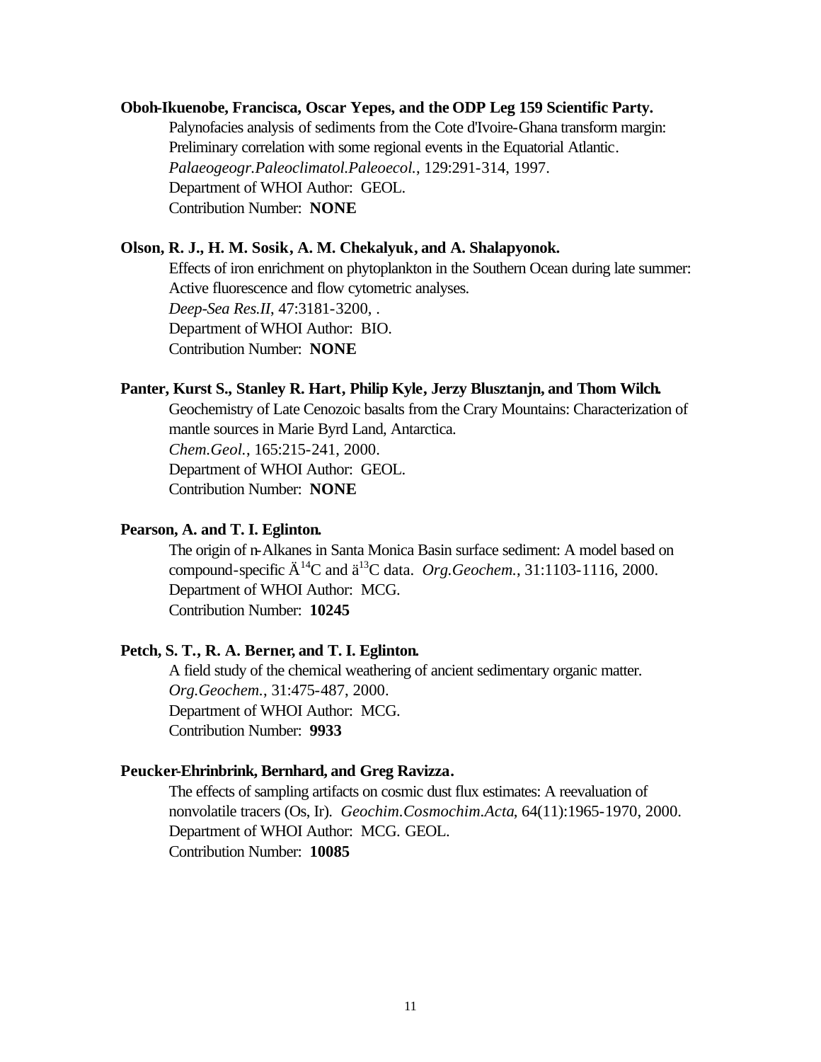**Oboh-Ikuenobe, Francisca, Oscar Yepes, and the ODP Leg 159 Scientific Party.**

Palynofacies analysis of sediments from the Cote d'Ivoire-Ghana transform margin: Preliminary correlation with some regional events in the Equatorial Atlantic. *Palaeogeogr.Paleoclimatol.Paleoecol.*, 129:291-314, 1997.
Department of WHOI Author: GEOL.
Contribution Number: **NONE**

**Olson, R. J., H. M. Sosik, A. M. Chekalyuk, and A. Shalapyonok.**

Effects of iron enrichment on phytoplankton in the Southern Ocean during late summer: Active fluorescence and flow cytometric analyses.
*Deep-Sea Res.II*, 47:3181-3200, .
Department of WHOI Author: BIO.
Contribution Number: **NONE**

**Panter, Kurst S., Stanley R. Hart, Philip Kyle, Jerzy Blusztanjn, and Thom Wilch.**

Geochemistry of Late Cenozoic basalts from the Crary Mountains: Characterization of mantle sources in Marie Byrd Land, Antarctica.
*Chem.Geol.*, 165:215-241, 2000.
Department of WHOI Author: GEOL.
Contribution Number: **NONE**

**Pearson, A. and T. I. Eglinton.**

The origin of n-Alkanes in Santa Monica Basin surface sediment: A model based on compound-specific Ä$^{14}$C and ä$^{13}$C data. *Org.Geochem.*, 31:1103-1116, 2000.
Department of WHOI Author: MCG.
Contribution Number: **10245**

**Petch, S. T., R. A. Berner, and T. I. Eglinton.**

A field study of the chemical weathering of ancient sedimentary organic matter.
*Org.Geochem.*, 31:475-487, 2000.
Department of WHOI Author: MCG.
Contribution Number: **9933**

**Peucker-Ehrinbrink, Bernhard, and Greg Ravizza.**

The effects of sampling artifacts on cosmic dust flux estimates: A reevaluation of nonvolatile tracers (Os, Ir). *Geochim.Cosmochim.Acta*, 64(11):1965-1970, 2000.
Department of WHOI Author: MCG. GEOL.
Contribution Number: **10085**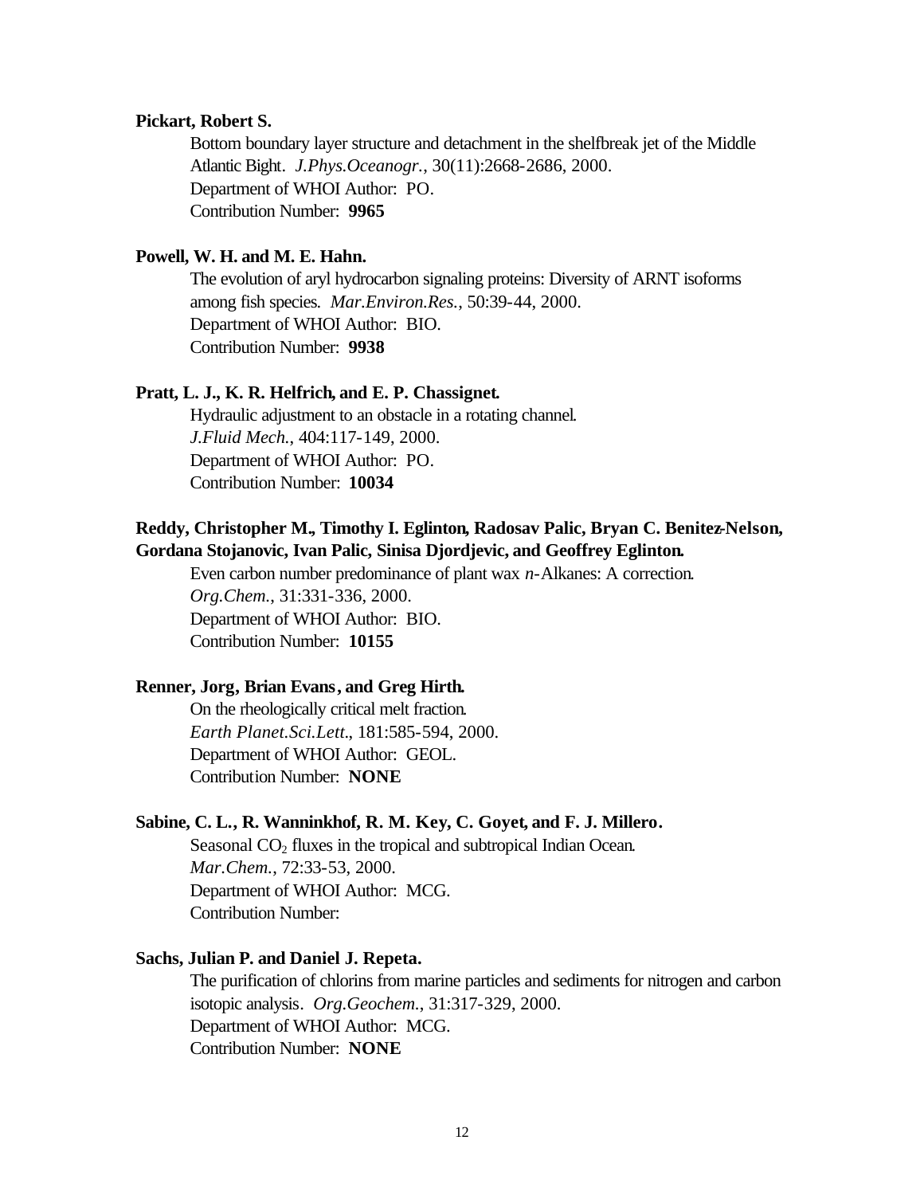**Pickart, Robert S.**

Bottom boundary layer structure and detachment in the shelfbreak jet of the Middle Atlantic Bight. *J.Phys.Oceanogr.*, 30(11):2668-2686, 2000.
Department of WHOI Author: PO.
Contribution Number: **9965**

**Powell, W. H. and M. E. Hahn.**

The evolution of aryl hydrocarbon signaling proteins: Diversity of ARNT isoforms among fish species. *Mar.Environ.Res.*, 50:39-44, 2000.
Department of WHOI Author: BIO.
Contribution Number: **9938**

**Pratt, L. J., K. R. Helfrich, and E. P. Chassignet.**

Hydraulic adjustment to an obstacle in a rotating channel. *J.Fluid Mech.*, 404:117-149, 2000.
Department of WHOI Author: PO.
Contribution Number: **10034**

**Reddy, Christopher M., Timothy I. Eglinton, Radosav Palic, Bryan C. Benitez-Nelson, Gordana Stojanovic, Ivan Palic, Sinisa Djordjevic, and Geoffrey Eglinton.**

Even carbon number predominance of plant wax *n*-Alkanes: A correction. *Org.Chem.*, 31:331-336, 2000.
Department of WHOI Author: BIO.
Contribution Number: **10155**

**Renner, Jorg, Brian Evans, and Greg Hirth.**

On the rheologically critical melt fraction. *Earth Planet.Sci.Lett.*, 181:585-594, 2000.
Department of WHOI Author: GEOL.
Contribution Number: **NONE**

**Sabine, C. L., R. Wanninkhof, R. M. Key, C. Goyet, and F. J. Millero.**

Seasonal $CO_2$ fluxes in the tropical and subtropical Indian Ocean. *Mar.Chem.*, 72:33-53, 2000.
Department of WHOI Author: MCG.
Contribution Number:

**Sachs, Julian P. and Daniel J. Repeta.**

The purification of chlorins from marine particles and sediments for nitrogen and carbon isotopic analysis. *Org.Geochem.*, 31:317-329, 2000.
Department of WHOI Author: MCG.
Contribution Number: **NONE**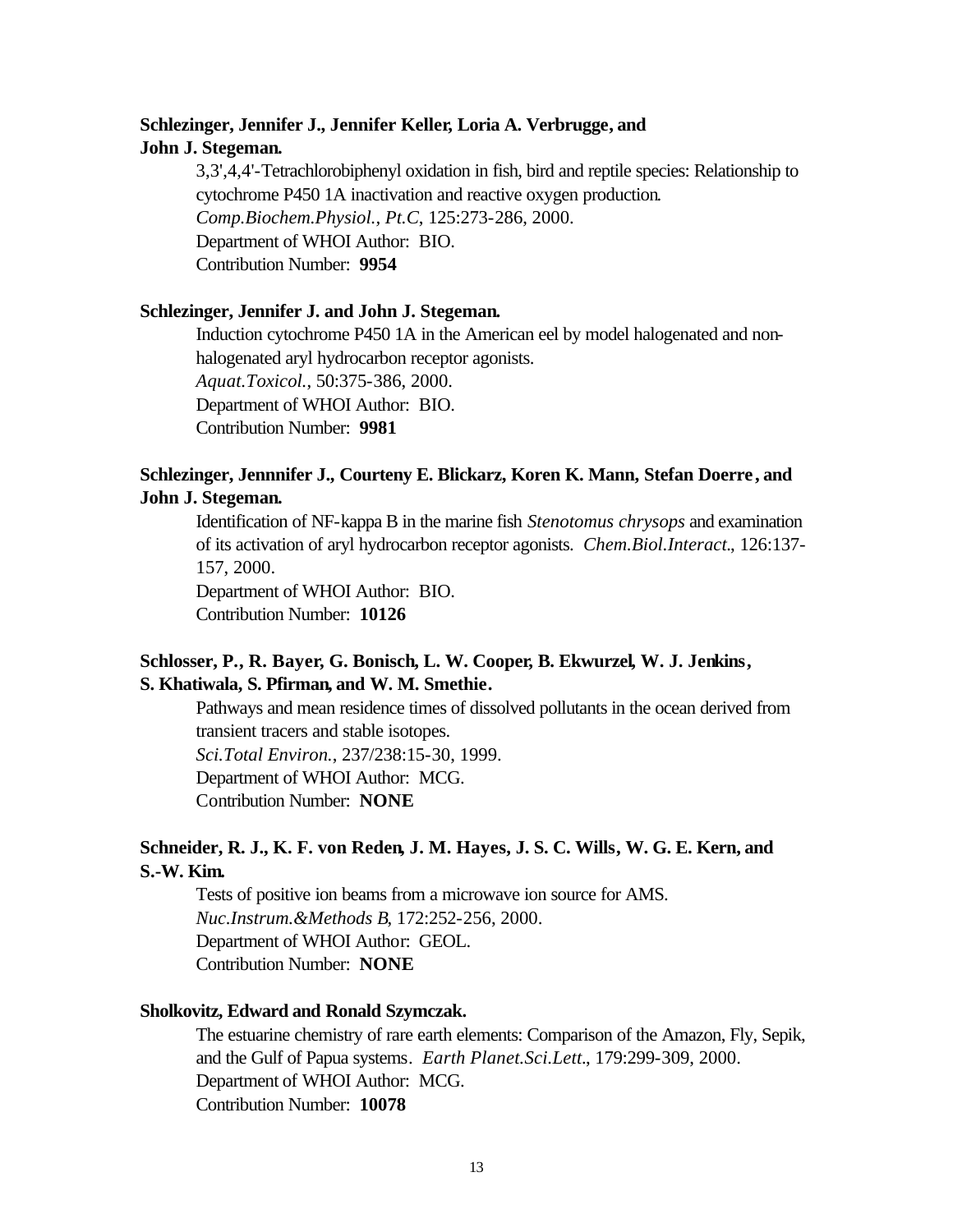**Schlezinger, Jennifer J., Jennifer Keller, Loria A. Verbrugge, and John J. Stegeman.**

3,3',4,4'-Tetrachlorobiphenyl oxidation in fish, bird and reptile species: Relationship to cytochrome P450 1A inactivation and reactive oxygen production.
*Comp.Biochem.Physiol., Pt.C*, 125:273-286, 2000.
Department of WHOI Author: BIO.
Contribution Number: **9954**

**Schlezinger, Jennifer J. and John J. Stegeman.**

Induction cytochrome P450 1A in the American eel by model halogenated and non-halogenated aryl hydrocarbon receptor agonists.
*Aquat.Toxicol.*, 50:375-386, 2000.
Department of WHOI Author: BIO.
Contribution Number: **9981**

**Schlezinger, Jennnifer J., Courteny E. Blickarz, Koren K. Mann, Stefan Doerre, and John J. Stegeman.**

Identification of NF-kappa B in the marine fish *Stenotomus chrysops* and examination of its activation of aryl hydrocarbon receptor agonists. *Chem.Biol.Interact.*, 126:137-157, 2000.
Department of WHOI Author: BIO.
Contribution Number: **10126**

**Schlosser, P., R. Bayer, G. Bonisch, L. W. Cooper, B. Ekwurzel, W. J. Jenkins, S. Khatiwala, S. Pfirman, and W. M. Smethie.**

Pathways and mean residence times of dissolved pollutants in the ocean derived from transient tracers and stable isotopes.
*Sci.Total Environ.*, 237/238:15-30, 1999.
Department of WHOI Author: MCG.
Contribution Number: **NONE**

**Schneider, R. J., K. F. von Reden, J. M. Hayes, J. S. C. Wills, W. G. E. Kern, and S.-W. Kim.**

Tests of positive ion beams from a microwave ion source for AMS.
*Nuc.Instrum.&Methods B*, 172:252-256, 2000.
Department of WHOI Author: GEOL.
Contribution Number: **NONE**

**Sholkovitz, Edward and Ronald Szymczak.**

The estuarine chemistry of rare earth elements: Comparison of the Amazon, Fly, Sepik, and the Gulf of Papua systems. *Earth Planet.Sci.Lett.*, 179:299-309, 2000.
Department of WHOI Author: MCG.
Contribution Number: **10078**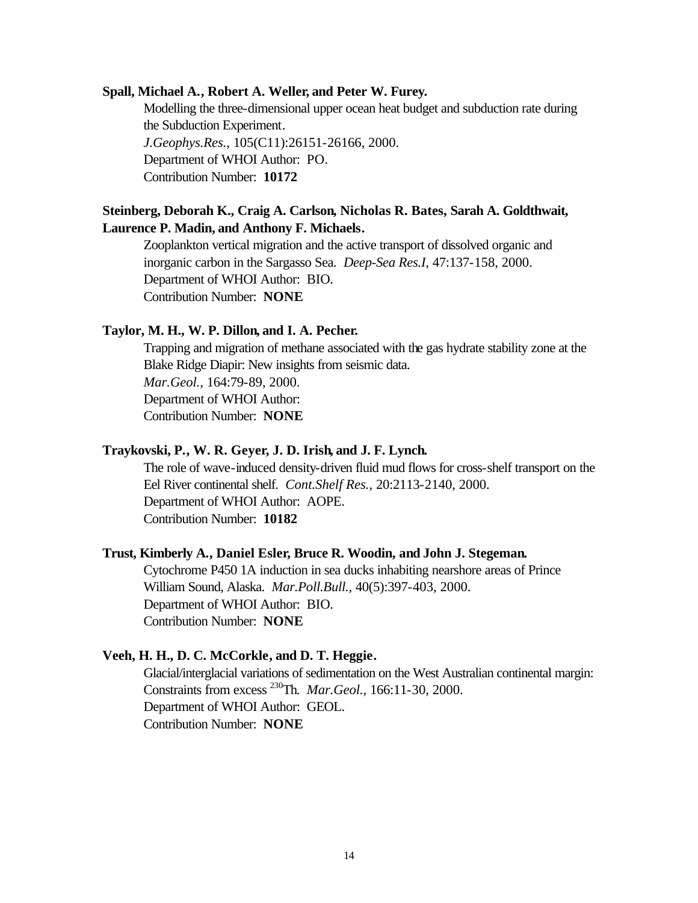**Spall, Michael A., Robert A. Weller, and Peter W. Furey.**

Modelling the three-dimensional upper ocean heat budget and subduction rate during the Subduction Experiment.
*J.Geophys.Res.*, 105(C11):26151-26166, 2000.
Department of WHOI Author: PO.
Contribution Number: **10172**

**Steinberg, Deborah K., Craig A. Carlson, Nicholas R. Bates, Sarah A. Goldthwait, Laurence P. Madin, and Anthony F. Michaels.**

Zooplankton vertical migration and the active transport of dissolved organic and inorganic carbon in the Sargasso Sea. *Deep-Sea Res.I*, 47:137-158, 2000.
Department of WHOI Author: BIO.
Contribution Number: **NONE**

**Taylor, M. H., W. P. Dillon, and I. A. Pecher.**

Trapping and migration of methane associated with the gas hydrate stability zone at the Blake Ridge Diapir: New insights from seismic data.
*Mar.Geol.*, 164:79-89, 2000.
Department of WHOI Author:
Contribution Number: **NONE**

**Traykovski, P., W. R. Geyer, J. D. Irish, and J. F. Lynch.**

The role of wave-induced density-driven fluid mud flows for cross-shelf transport on the Eel River continental shelf. *Cont.Shelf Res.*, 20:2113-2140, 2000.
Department of WHOI Author: AOPE.
Contribution Number: **10182**

**Trust, Kimberly A., Daniel Esler, Bruce R. Woodin, and John J. Stegeman.**

Cytochrome P450 1A induction in sea ducks inhabiting nearshore areas of Prince William Sound, Alaska. *Mar.Poll.Bull.*, 40(5):397-403, 2000.
Department of WHOI Author: BIO.
Contribution Number: **NONE**

**Veeh, H. H., D. C. McCorkle, and D. T. Heggie.**

Glacial/interglacial variations of sedimentation on the West Australian continental margin: Constraints from excess $^{230}$Th. *Mar.Geol.*, 166:11-30, 2000.
Department of WHOI Author: GEOL.
Contribution Number: **NONE**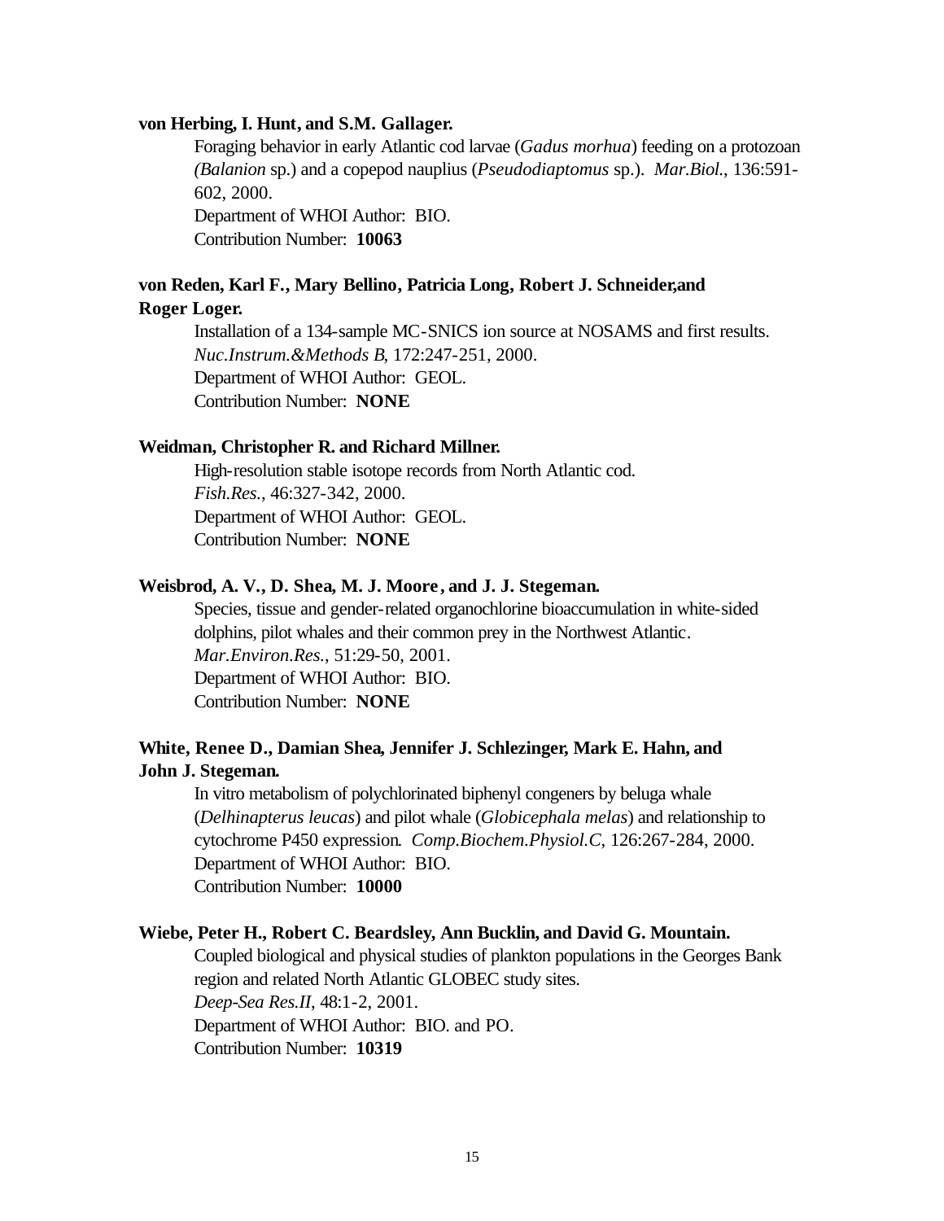**von Herbing, I. Hunt, and S.M. Gallager.**

Foraging behavior in early Atlantic cod larvae (*Gadus morhua*) feeding on a protozoan (*Balanion* sp.) and a copepod nauplius (*Pseudodiaptomus* sp.). *Mar.Biol.*, 136:591-602, 2000.
Department of WHOI Author: BIO.
Contribution Number: **10063**

**von Reden, Karl F., Mary Bellino, Patricia Long, Robert J. Schneider,and Roger Loger.**

Installation of a 134-sample MC-SNICS ion source at NOSAMS and first results. *Nuc.Instrum.&Methods B*, 172:247-251, 2000.
Department of WHOI Author: GEOL.
Contribution Number: **NONE**

**Weidman, Christopher R. and Richard Millner.**

High-resolution stable isotope records from North Atlantic cod. *Fish.Res.*, 46:327-342, 2000.
Department of WHOI Author: GEOL.
Contribution Number: **NONE**

**Weisbrod, A. V., D. Shea, M. J. Moore, and J. J. Stegeman.**

Species, tissue and gender-related organochlorine bioaccumulation in white-sided dolphins, pilot whales and their common prey in the Northwest Atlantic. *Mar.Environ.Res.*, 51:29-50, 2001.
Department of WHOI Author: BIO.
Contribution Number: **NONE**

**White, Renee D., Damian Shea, Jennifer J. Schlezinger, Mark E. Hahn, and John J. Stegeman.**

In vitro metabolism of polychlorinated biphenyl congeners by beluga whale (*Delhinapterus leucas*) and pilot whale (*Globicephala melas*) and relationship to cytochrome P450 expression. *Comp.Biochem.Physiol.C*, 126:267-284, 2000.
Department of WHOI Author: BIO.
Contribution Number: **10000**

**Wiebe, Peter H., Robert C. Beardsley, Ann Bucklin, and David G. Mountain.**

Coupled biological and physical studies of plankton populations in the Georges Bank region and related North Atlantic GLOBEC study sites. *Deep-Sea Res.II*, 48:1-2, 2001.
Department of WHOI Author: BIO. and PO.
Contribution Number: **10319**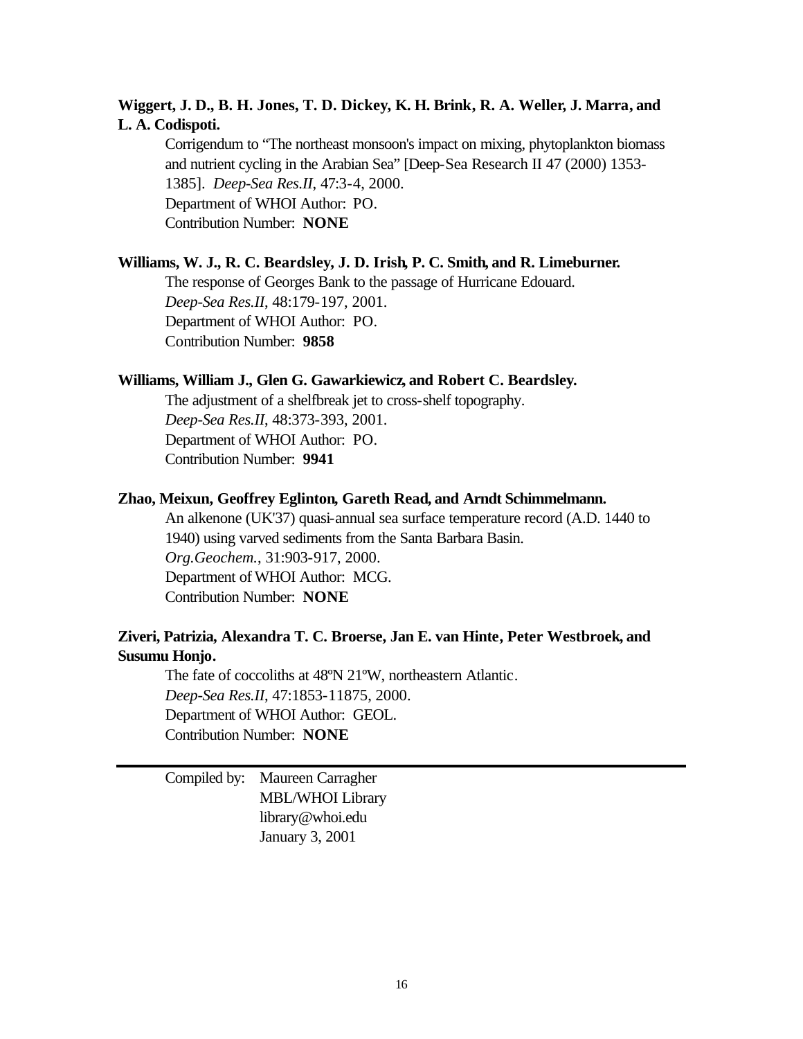**Wiggert, J. D., B. H. Jones, T. D. Dickey, K. H. Brink, R. A. Weller, J. Marra, and L. A. Codispoti.**

Corrigendum to "The northeast monsoon's impact on mixing, phytoplankton biomass and nutrient cycling in the Arabian Sea" [Deep-Sea Research II 47 (2000) 1353-1385]. *Deep-Sea Res.II*, 47:3-4, 2000.
Department of WHOI Author: PO.
Contribution Number: **NONE**

**Williams, W. J., R. C. Beardsley, J. D. Irish, P. C. Smith, and R. Limeburner.**

The response of Georges Bank to the passage of Hurricane Edouard.
*Deep-Sea Res.II*, 48:179-197, 2001.
Department of WHOI Author: PO.
Contribution Number: **9858**

**Williams, William J., Glen G. Gawarkiewicz, and Robert C. Beardsley.**

The adjustment of a shelfbreak jet to cross-shelf topography.
*Deep-Sea Res.II*, 48:373-393, 2001.
Department of WHOI Author: PO.
Contribution Number: **9941**

**Zhao, Meixun, Geoffrey Eglinton, Gareth Read, and Arndt Schimmelmann.**

An alkenone (UK'37) quasi-annual sea surface temperature record (A.D. 1440 to 1940) using varved sediments from the Santa Barbara Basin.
*Org.Geochem.*, 31:903-917, 2000.
Department of WHOI Author: MCG.
Contribution Number: **NONE**

**Ziveri, Patrizia, Alexandra T. C. Broerse, Jan E. van Hinte, Peter Westbroek, and Susumu Honjo.**

The fate of coccoliths at 48ºN 21ºW, northeastern Atlantic.
*Deep-Sea Res.II*, 47:1853-11875, 2000.
Department of WHOI Author: GEOL.
Contribution Number: **NONE**

---

Compiled by: Maureen Carragher
MBL/WHOI Library
library@whoi.edu
January 3, 2001